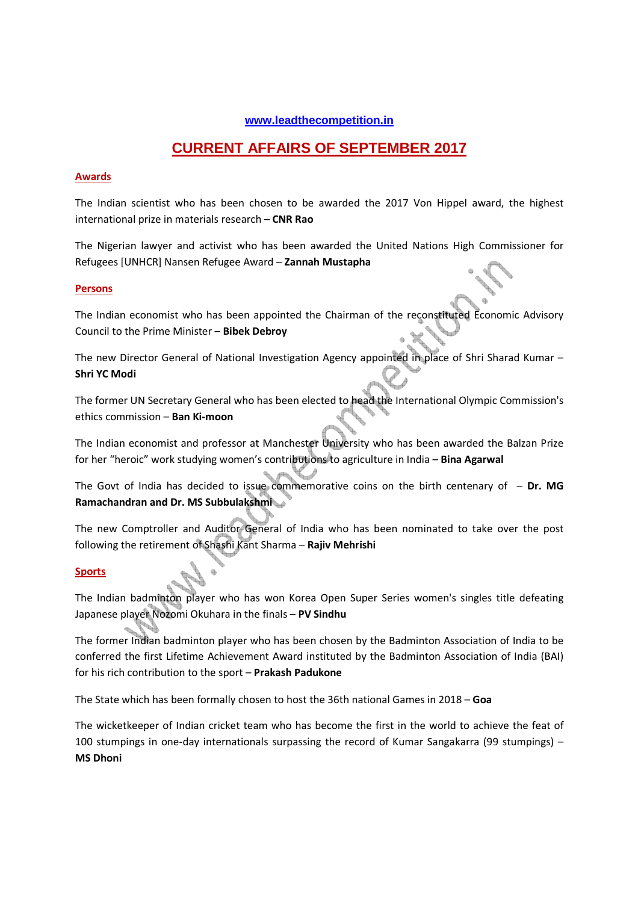www.leadthecompetition.in

# CURRENT AFFAIRS OF SEPTEMBER 2017

## Awards

The Indian scientist who has been chosen to be awarded the 2017 Von Hippel award, the highest international prize in materials research – **CNR Rao**

The Nigerian lawyer and activist who has been awarded the United Nations High Commissioner for Refugees [UNHCR] Nansen Refugee Award – **Zannah Mustapha**

## Persons

The Indian economist who has been appointed the Chairman of the reconstituted Economic Advisory Council to the Prime Minister – **Bibek Debroy**

The new Director General of National Investigation Agency appointed in place of Shri Sharad Kumar – **Shri YC Modi**

The former UN Secretary General who has been elected to head the International Olympic Commission's ethics commission – **Ban Ki-moon**

The Indian economist and professor at Manchester University who has been awarded the Balzan Prize for her "heroic" work studying women's contributions to agriculture in India – **Bina Agarwal**

The Govt of India has decided to issue commemorative coins on the birth centenary of – **Dr. MG Ramachandran and Dr. MS Subbulakshmi**

The new Comptroller and Auditor General of India who has been nominated to take over the post following the retirement of Shashi Kant Sharma – **Rajiv Mehrishi**

## Sports

The Indian badminton player who has won Korea Open Super Series women's singles title defeating Japanese player Nozomi Okuhara in the finals – **PV Sindhu**

The former Indian badminton player who has been chosen by the Badminton Association of India to be conferred the first Lifetime Achievement Award instituted by the Badminton Association of India (BAI) for his rich contribution to the sport – **Prakash Padukone**

The State which has been formally chosen to host the 36th national Games in 2018 – **Goa**

The wicketkeeper of Indian cricket team who has become the first in the world to achieve the feat of 100 stumpings in one-day internationals surpassing the record of Kumar Sangakarra (99 stumpings) – **MS Dhoni**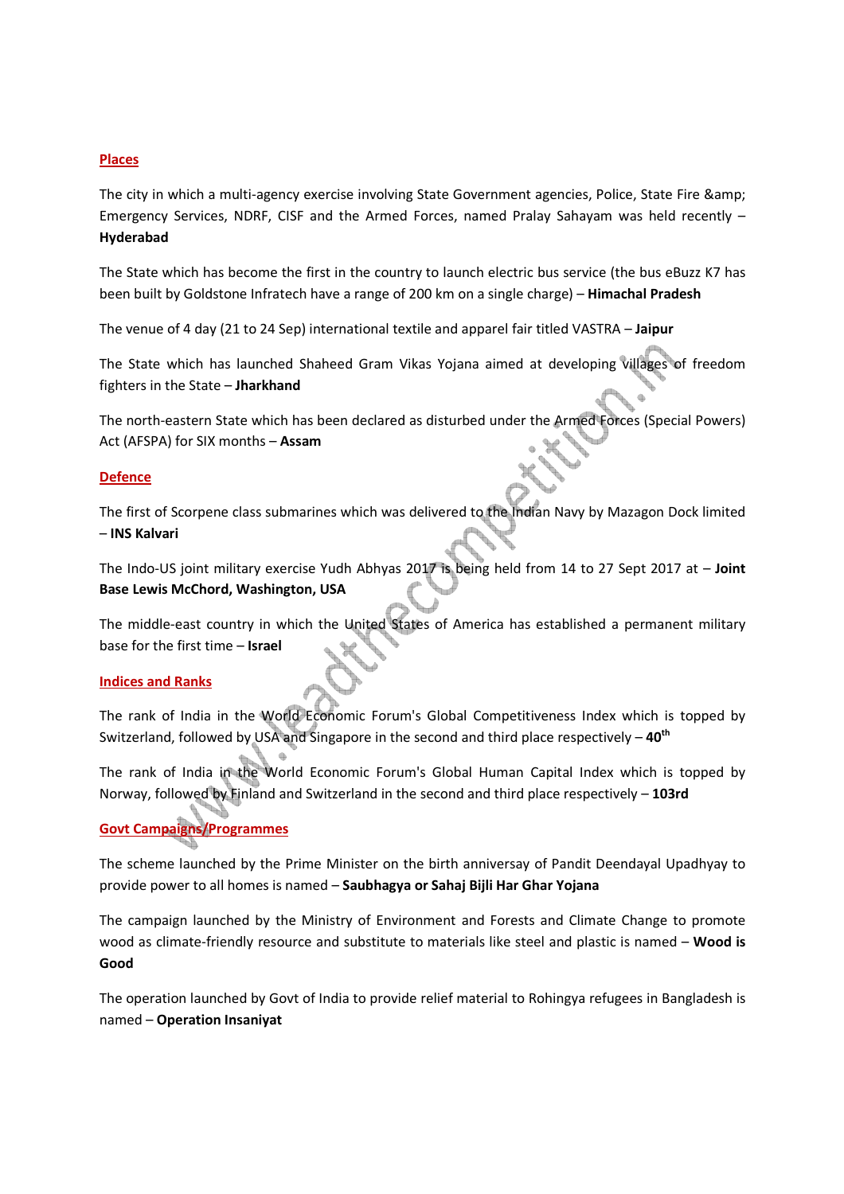**Places**

The city in which a multi-agency exercise involving State Government agencies, Police, State Fire &amp; Emergency Services, NDRF, CISF and the Armed Forces, named Pralay Sahayam was held recently – **Hyderabad**

The State which has become the first in the country to launch electric bus service (the bus eBuzz K7 has been built by Goldstone Infratech have a range of 200 km on a single charge) – **Himachal Pradesh**

The venue of 4 day (21 to 24 Sep) international textile and apparel fair titled VASTRA – **Jaipur**

The State which has launched Shaheed Gram Vikas Yojana aimed at developing villages of freedom fighters in the State – **Jharkhand**

The north-eastern State which has been declared as disturbed under the Armed Forces (Special Powers) Act (AFSPA) for SIX months – **Assam**

**Defence**

The first of Scorpene class submarines which was delivered to the Indian Navy by Mazagon Dock limited – **INS Kalvari**

The Indo-US joint military exercise Yudh Abhyas 2017 is being held from 14 to 27 Sept 2017 at – **Joint Base Lewis McChord, Washington, USA**

The middle-east country in which the United States of America has established a permanent military base for the first time – **Israel**

**Indices and Ranks**

The rank of India in the World Economic Forum's Global Competitiveness Index which is topped by Switzerland, followed by USA and Singapore in the second and third place respectively – **40th**

The rank of India in the World Economic Forum's Global Human Capital Index which is topped by Norway, followed by Finland and Switzerland in the second and third place respectively – **103rd**

**Govt Campaigns/Programmes**

The scheme launched by the Prime Minister on the birth anniversary of Pandit Deendayal Upadhyay to provide power to all homes is named – **Saubhagya or Sahaj Bijli Har Ghar Yojana**

The campaign launched by the Ministry of Environment and Forests and Climate Change to promote wood as climate-friendly resource and substitute to materials like steel and plastic is named – **Wood is Good**

The operation launched by Govt of India to provide relief material to Rohingya refugees in Bangladesh is named – **Operation Insaniyat**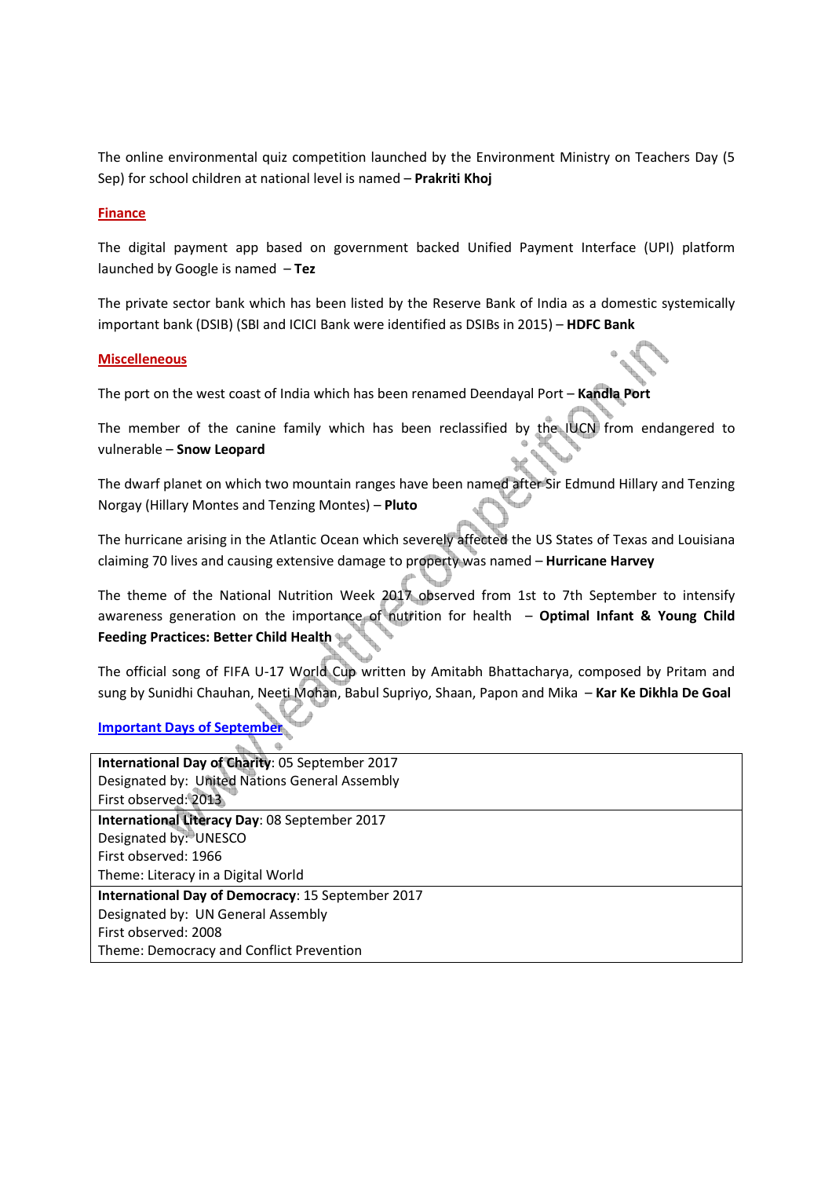The online environmental quiz competition launched by the Environment Ministry on Teachers Day (5 Sep) for school children at national level is named – **Prakriti Khoj**

## Finance

The digital payment app based on government backed Unified Payment Interface (UPI) platform launched by Google is named – **Tez**

The private sector bank which has been listed by the Reserve Bank of India as a domestic systemically important bank (DSIB) (SBI and ICICI Bank were identified as DSIBs in 2015) – **HDFC Bank**

## Miscelleneous

The port on the west coast of India which has been renamed Deendayal Port – **Kandla Port**

The member of the canine family which has been reclassified by the IUCN from endangered to vulnerable – **Snow Leopard**

The dwarf planet on which two mountain ranges have been named after Sir Edmund Hillary and Tenzing Norgay (Hillary Montes and Tenzing Montes) – **Pluto**

The hurricane arising in the Atlantic Ocean which severely affected the US States of Texas and Louisiana claiming 70 lives and causing extensive damage to property was named – **Hurricane Harvey**

The theme of the National Nutrition Week 2017 observed from 1st to 7th September to intensify awareness generation on the importance of nutrition for health – **Optimal Infant & Young Child Feeding Practices: Better Child Health**

The official song of FIFA U-17 World Cup written by Amitabh Bhattacharya, composed by Pritam and sung by Sunidhi Chauhan, Neeti Mohan, Babul Supriyo, Shaan, Papon and Mika – **Kar Ke Dikhla De Goal**

## Important Days of September

| |
|---|
| **International Day of Charity**: 05 September 2017<br>Designated by: United Nations General Assembly<br>First observed: 2013 |
| **International Literacy Day**: 08 September 2017<br>Designated by: UNESCO<br>First observed: 1966<br>Theme: Literacy in a Digital World |
| **International Day of Democracy**: 15 September 2017<br>Designated by: UN General Assembly<br>First observed: 2008<br>Theme: Democracy and Conflict Prevention |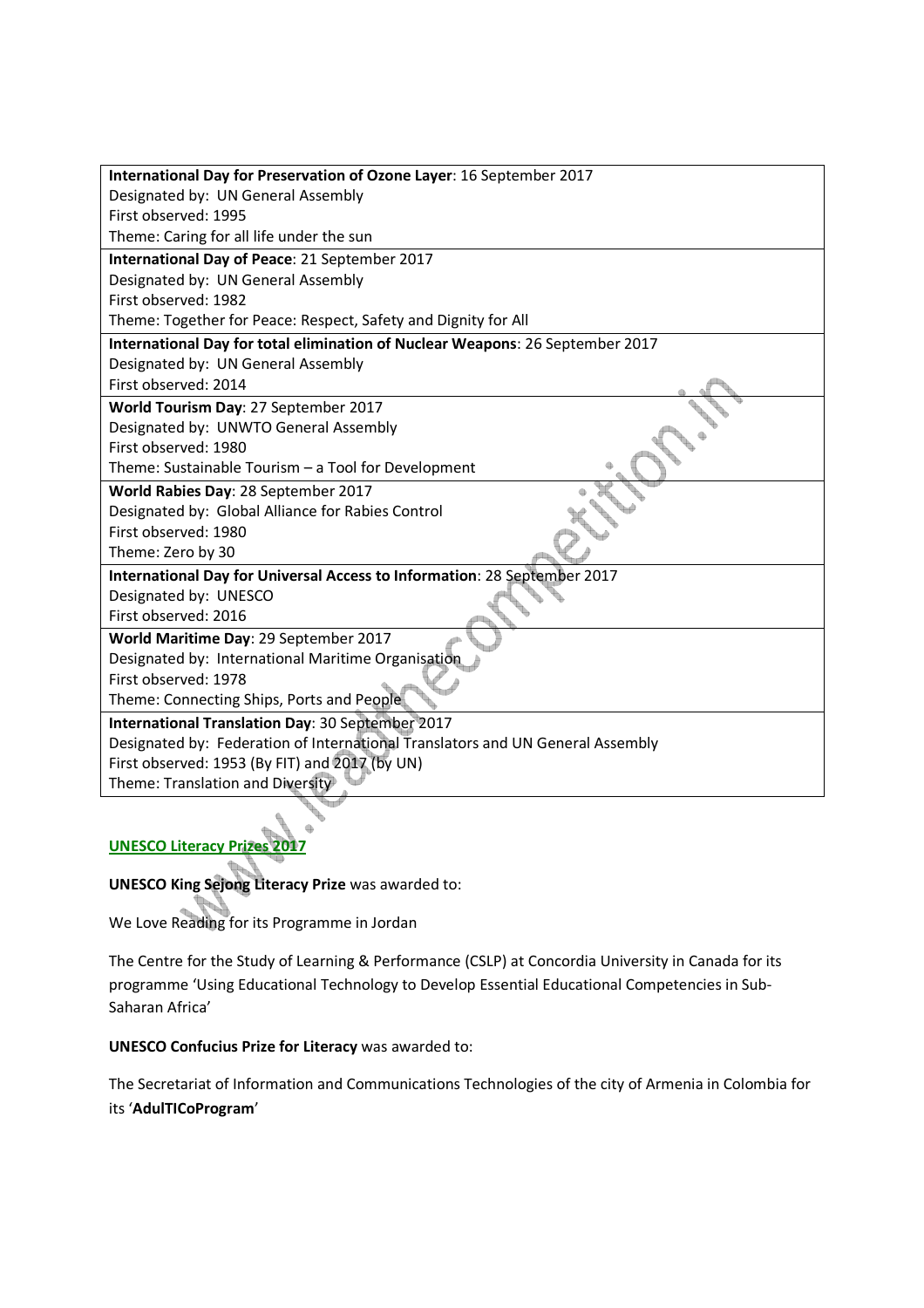| **International Day for Preservation of Ozone Layer**: 16 September 2017<br>Designated by: UN General Assembly<br>First observed: 1995<br>Theme: Caring for all life under the sun |
|---|
| **International Day of Peace**: 21 September 2017<br>Designated by: UN General Assembly<br>First observed: 1982<br>Theme: Together for Peace: Respect, Safety and Dignity for All |
| **International Day for total elimination of Nuclear Weapons**: 26 September 2017<br>Designated by: UN General Assembly<br>First observed: 2014 |
| **World Tourism Day**: 27 September 2017<br>Designated by: UNWTO General Assembly<br>First observed: 1980<br>Theme: Sustainable Tourism – a Tool for Development |
| **World Rabies Day**: 28 September 2017<br>Designated by: Global Alliance for Rabies Control<br>First observed: 1980<br>Theme: Zero by 30 |
| **International Day for Universal Access to Information**: 28 September 2017<br>Designated by: UNESCO<br>First observed: 2016 |
| **World Maritime Day**: 29 September 2017<br>Designated by: International Maritime Organisation<br>First observed: 1978<br>Theme: Connecting Ships, Ports and People |
| **International Translation Day**: 30 September 2017<br>Designated by: Federation of International Translators and UN General Assembly<br>First observed: 1953 (By FIT) and 2017 (by UN)<br>Theme: Translation and Diversity |

## UNESCO Literacy Prizes 2017

**UNESCO King Sejong Literacy Prize** was awarded to:

We Love Reading for its Programme in Jordan

The Centre for the Study of Learning & Performance (CSLP) at Concordia University in Canada for its programme 'Using Educational Technology to Develop Essential Educational Competencies in Sub-Saharan Africa'

**UNESCO Confucius Prize for Literacy** was awarded to:

The Secretariat of Information and Communications Technologies of the city of Armenia in Colombia for its '**AdulTICoProgram**'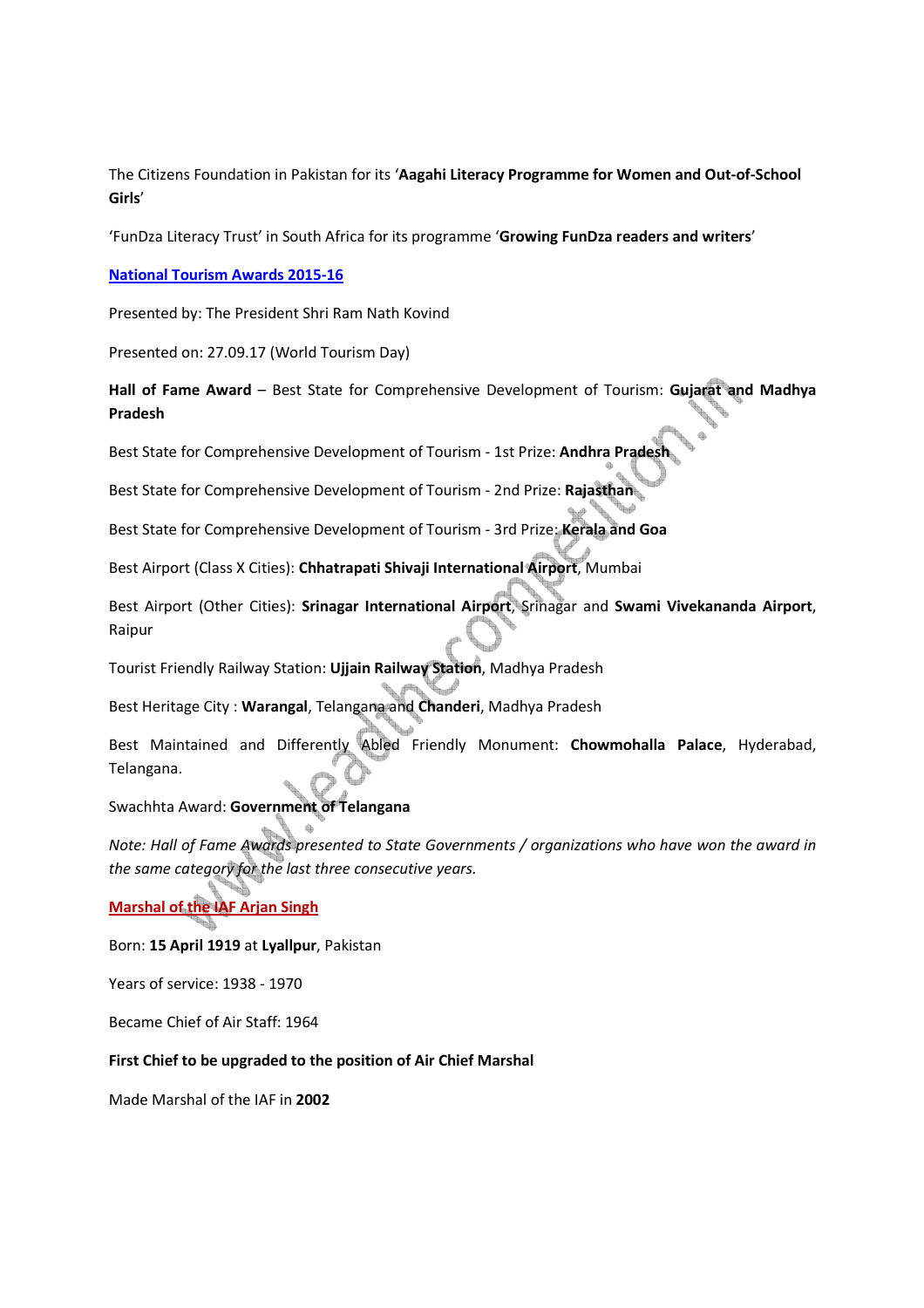The Citizens Foundation in Pakistan for its '**Aagahi Literacy Programme for Women and Out-of-School Girls**'

'FunDza Literacy Trust' in South Africa for its programme '**Growing FunDza readers and writers**'

## National Tourism Awards 2015-16

Presented by: The President Shri Ram Nath Kovind

Presented on: 27.09.17 (World Tourism Day)

**Hall of Fame Award** – Best State for Comprehensive Development of Tourism: **Gujarat and Madhya Pradesh**

Best State for Comprehensive Development of Tourism - 1st Prize: **Andhra Pradesh**

Best State for Comprehensive Development of Tourism - 2nd Prize: **Rajasthan**

Best State for Comprehensive Development of Tourism - 3rd Prize: **Kerala and Goa**

Best Airport (Class X Cities): **Chhatrapati Shivaji International Airport**, Mumbai

Best Airport (Other Cities): **Srinagar International Airport**, Srinagar and **Swami Vivekananda Airport**, Raipur

Tourist Friendly Railway Station: **Ujjain Railway Station**, Madhya Pradesh

Best Heritage City : **Warangal**, Telangana and **Chanderi**, Madhya Pradesh

Best Maintained and Differently Abled Friendly Monument: **Chowmohalla Palace**, Hyderabad, Telangana.

Swachhta Award: **Government of Telangana**

*Note: Hall of Fame Awards presented to State Governments / organizations who have won the award in the same category for the last three consecutive years.*

## Marshal of the IAF Arjan Singh

Born: **15 April 1919** at **Lyallpur**, Pakistan

Years of service: 1938 - 1970

Became Chief of Air Staff: 1964

**First Chief to be upgraded to the position of Air Chief Marshal**

Made Marshal of the IAF in **2002**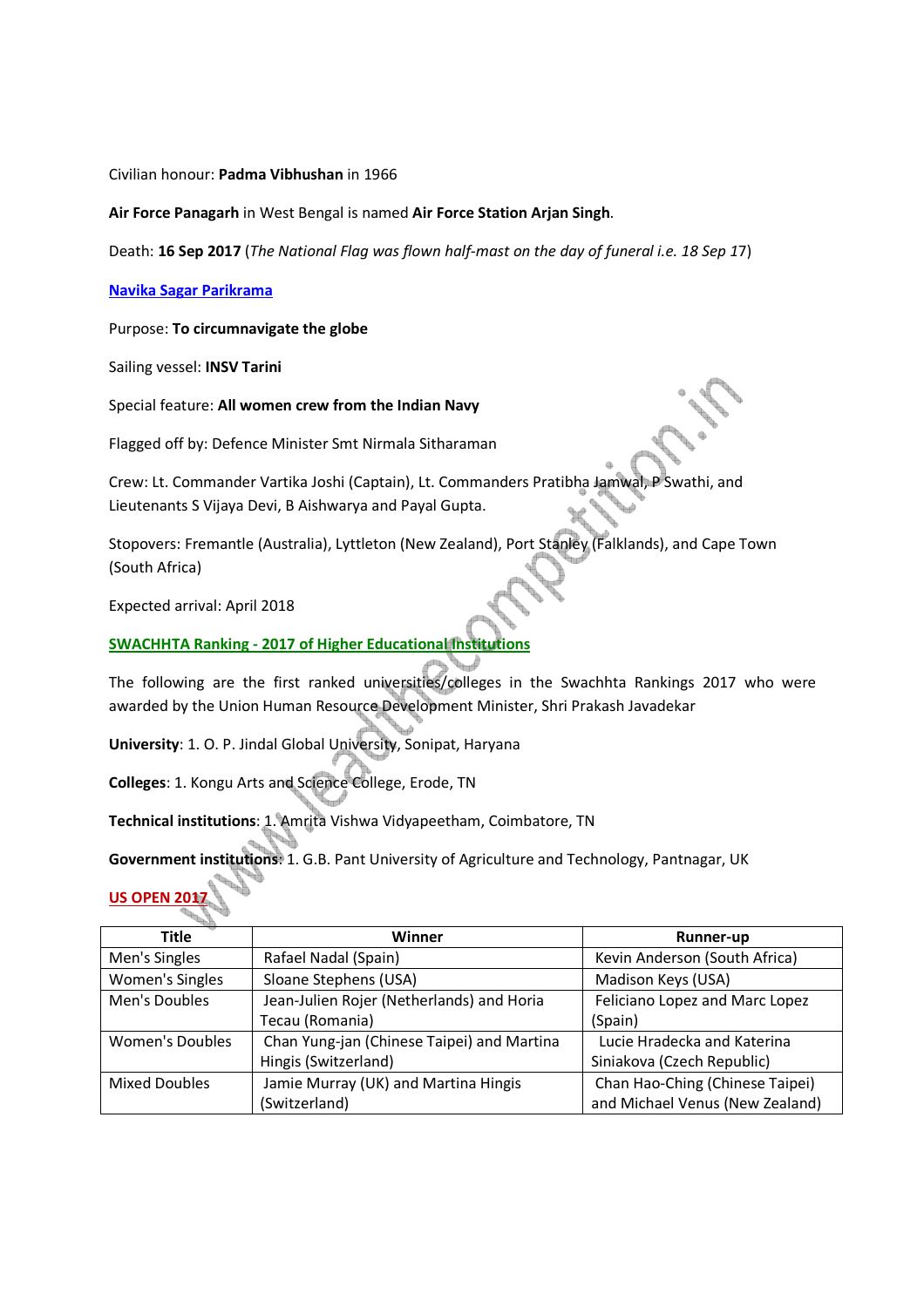Civilian honour: **Padma Vibhushan** in 1966

**Air Force Panagarh** in West Bengal is named **Air Force Station Arjan Singh**.

Death: **16 Sep 2017** (*The National Flag was flown half-mast on the day of funeral i.e. 18 Sep 17*)

## Navika Sagar Parikrama

Purpose: **To circumnavigate the globe**

Sailing vessel: **INSV Tarini**

Special feature: **All women crew from the Indian Navy**

Flagged off by: Defence Minister Smt Nirmala Sitharaman

Crew: Lt. Commander Vartika Joshi (Captain), Lt. Commanders Pratibha Jamwal, P Swathi, and Lieutenants S Vijaya Devi, B Aishwarya and Payal Gupta.

Stopovers: Fremantle (Australia), Lyttleton (New Zealand), Port Stanley (Falklands), and Cape Town (South Africa)

Expected arrival: April 2018

## SWACHHTA Ranking - 2017 of Higher Educational Institutions

The following are the first ranked universities/colleges in the Swachhta Rankings 2017 who were awarded by the Union Human Resource Development Minister, Shri Prakash Javadekar

**University**: 1. O. P. Jindal Global University, Sonipat, Haryana

**Colleges**: 1. Kongu Arts and Science College, Erode, TN

**Technical institutions**: 1. Amrita Vishwa Vidyapeetham, Coimbatore, TN

**Government institutions**: 1. G.B. Pant University of Agriculture and Technology, Pantnagar, UK

## US OPEN 2017

| Title | Winner | Runner-up |
|---|---|---|
| Men's Singles | Rafael Nadal (Spain) | Kevin Anderson (South Africa) |
| Women's Singles | Sloane Stephens (USA) | Madison Keys (USA) |
| Men's Doubles | Jean-Julien Rojer (Netherlands) and Horia Tecau (Romania) | Feliciano Lopez and Marc Lopez (Spain) |
| Women's Doubles | Chan Yung-jan (Chinese Taipei) and Martina Hingis (Switzerland) | Lucie Hradecka and Katerina Siniakova (Czech Republic) |
| Mixed Doubles | Jamie Murray (UK) and Martina Hingis (Switzerland) | Chan Hao-Ching (Chinese Taipei) and Michael Venus (New Zealand) |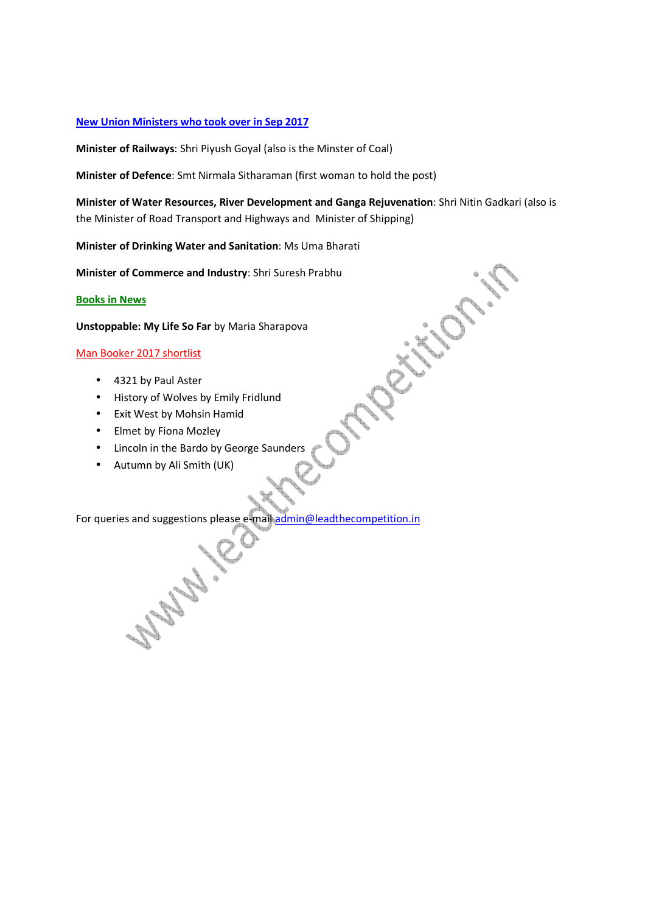## New Union Ministers who took over in Sep 2017

**Minister of Railways**: Shri Piyush Goyal (also is the Minster of Coal)

**Minister of Defence**: Smt Nirmala Sitharaman (first woman to hold the post)

**Minister of Water Resources, River Development and Ganga Rejuvenation**: Shri Nitin Gadkari (also is the Minister of Road Transport and Highways and Minister of Shipping)

**Minister of Drinking Water and Sanitation**: Ms Uma Bharati

**Minister of Commerce and Industry**: Shri Suresh Prabhu

## Books in News

**Unstoppable: My Life So Far** by Maria Sharapova

### Man Booker 2017 shortlist

- 4321 by Paul Aster
- History of Wolves by Emily Fridlund
- Exit West by Mohsin Hamid
- Elmet by Fiona Mozley
- Lincoln in the Bardo by George Saunders
- Autumn by Ali Smith (UK)

For queries and suggestions please e-mail admin@leadthecompetition.in